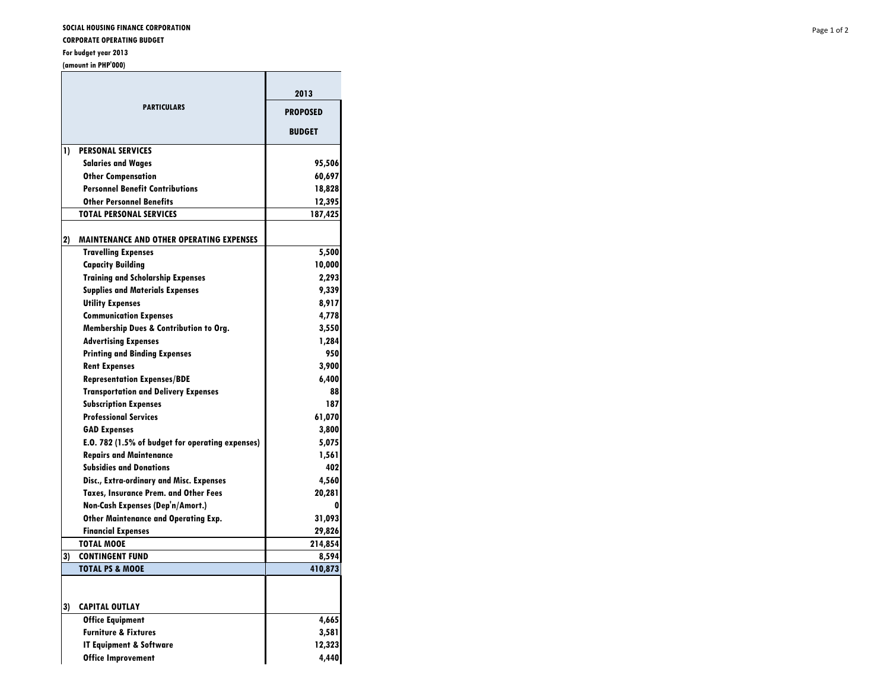**SOCIAL HOUSING FINANCE CORPORATION**

**CORPORATE OPERATING BUDGET**

**For budget year 2013**

**(amount in PHP'000)**

| PARTICULARS | 2013 PROPOSED BUDGET |
|---|---|
| **1) PERSONAL SERVICES** | |
| Salaries and Wages | 95,506 |
| Other Compensation | 60,697 |
| Personnel Benefit Contributions | 18,828 |
| Other Personnel Benefits | 12,395 |
| **TOTAL PERSONAL SERVICES** | **187,425** |
| | |
| **2) MAINTENANCE AND OTHER OPERATING EXPENSES** | |
| Travelling Expenses | 5,500 |
| Capacity Building | 10,000 |
| Training and Scholarship Expenses | 2,293 |
| Supplies and Materials Expenses | 9,339 |
| Utility Expenses | 8,917 |
| Communication Expenses | 4,778 |
| Membership Dues & Contribution to Org. | 3,550 |
| Advertising Expenses | 1,284 |
| Printing and Binding Expenses | 950 |
| Rent Expenses | 3,900 |
| Representation Expenses/BDE | 6,400 |
| Transportation and Delivery Expenses | 88 |
| Subscription Expenses | 187 |
| Professional Services | 61,070 |
| GAD Expenses | 3,800 |
| E.O. 782 (1.5% of budget for operating expenses) | 5,075 |
| Repairs and Maintenance | 1,561 |
| Subsidies and Donations | 402 |
| Disc., Extra-ordinary and Misc. Expenses | 4,560 |
| Taxes, Insurance Prem. and Other Fees | 20,281 |
| Non-Cash Expenses (Dep'n/Amort.) | 0 |
| Other Maintenance and Operating Exp. | 31,093 |
| Financial Expenses | 29,826 |
| **TOTAL MOOE** | **214,854** |
| **3) CONTINGENT FUND** | **8,594** |
| **TOTAL PS & MOOE** | **410,873** |
| | |
| **3) CAPITAL OUTLAY** | |
| Office Equipment | 4,665 |
| Furniture & Fixtures | 3,581 |
| IT Equipment & Software | 12,323 |
| Office Improvement | 4,440 |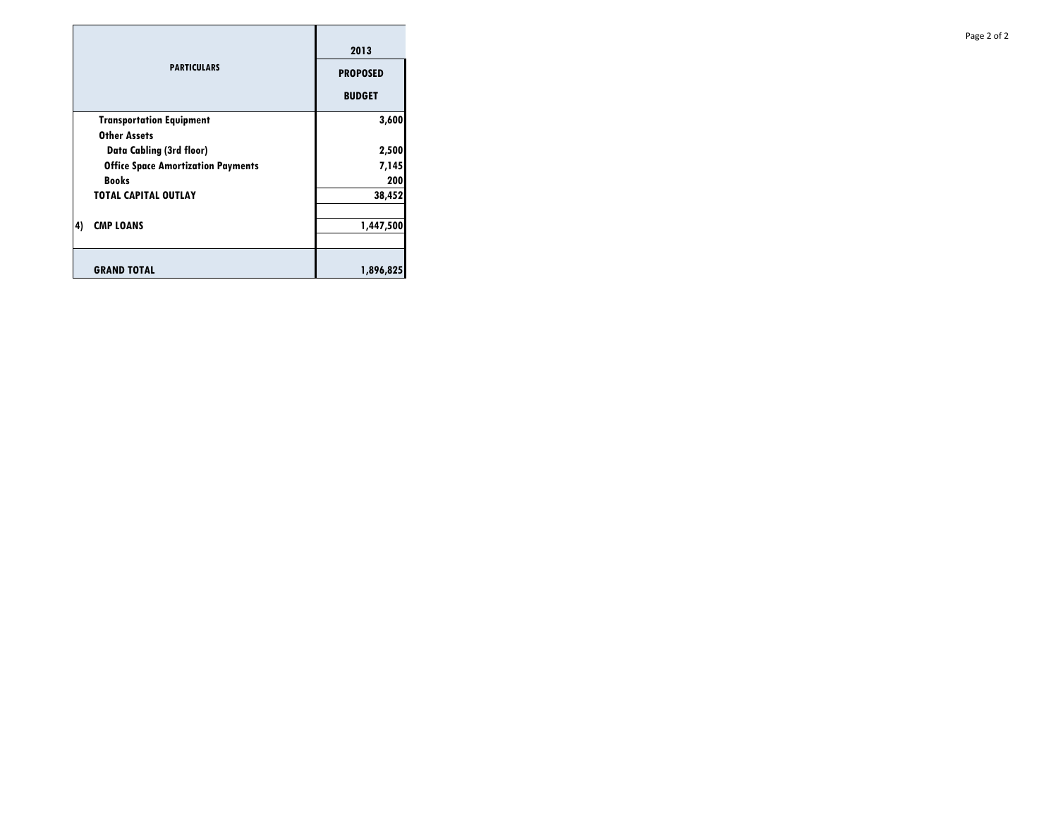| PARTICULARS | 2013 PROPOSED BUDGET |
|---|---|
| **Transportation Equipment** | **3,600** |
| **Other Assets** | |
| **Data Cabling (3rd floor)** | **2,500** |
| **Office Space Amortization Payments** | **7,145** |
| **Books** | **200** |
| **TOTAL CAPITAL OUTLAY** | **38,452** |
| | |
| **4) CMP LOANS** | **1,447,500** |
| | |
| **GRAND TOTAL** | **1,896,825** |